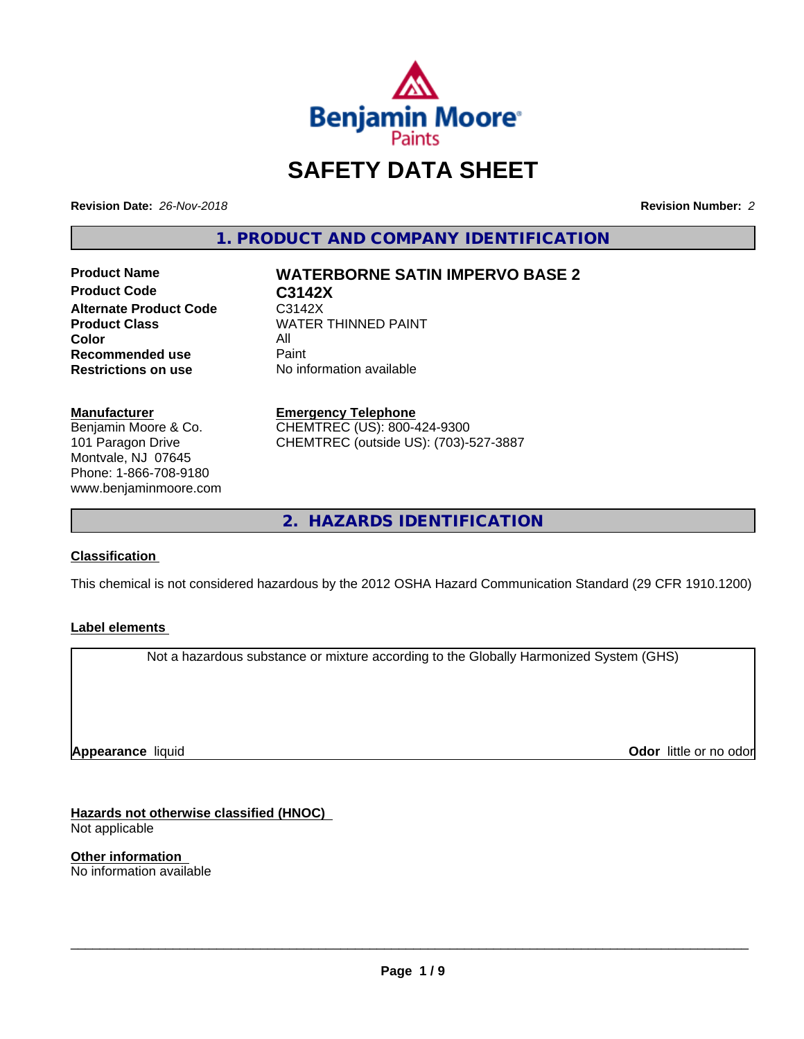Benjamin Moore Paints

# SAFETY DATA SHEET

**Revision Date:** *26-Nov-2018*

**Revision Number:** *2*

## 1. PRODUCT AND COMPANY IDENTIFICATION

| | |
|---|---|
| **Product Name** | **WATERBORNE SATIN IMPERVO BASE 2** |
| **Product Code** | **C3142X** |
| **Alternate Product Code** | C3142X |
| **Product Class** | WATER THINNED PAINT |
| **Color** | All |
| **Recommended use** | Paint |
| **Restrictions on use** | No information available |

**Manufacturer**
Benjamin Moore & Co.
101 Paragon Drive
Montvale, NJ 07645
Phone: 1-866-708-9180
www.benjaminmoore.com

**Emergency Telephone**
CHEMTREC (US): 800-424-9300
CHEMTREC (outside US): (703)-527-3887

## 2. HAZARDS IDENTIFICATION

**Classification**

This chemical is not considered hazardous by the 2012 OSHA Hazard Communication Standard (29 CFR 1910.1200)

**Label elements**

Not a hazardous substance or mixture according to the Globally Harmonized System (GHS)

**Appearance** liquid

**Odor** little or no odor

**Hazards not otherwise classified (HNOC)**
Not applicable

**Other information**
No information available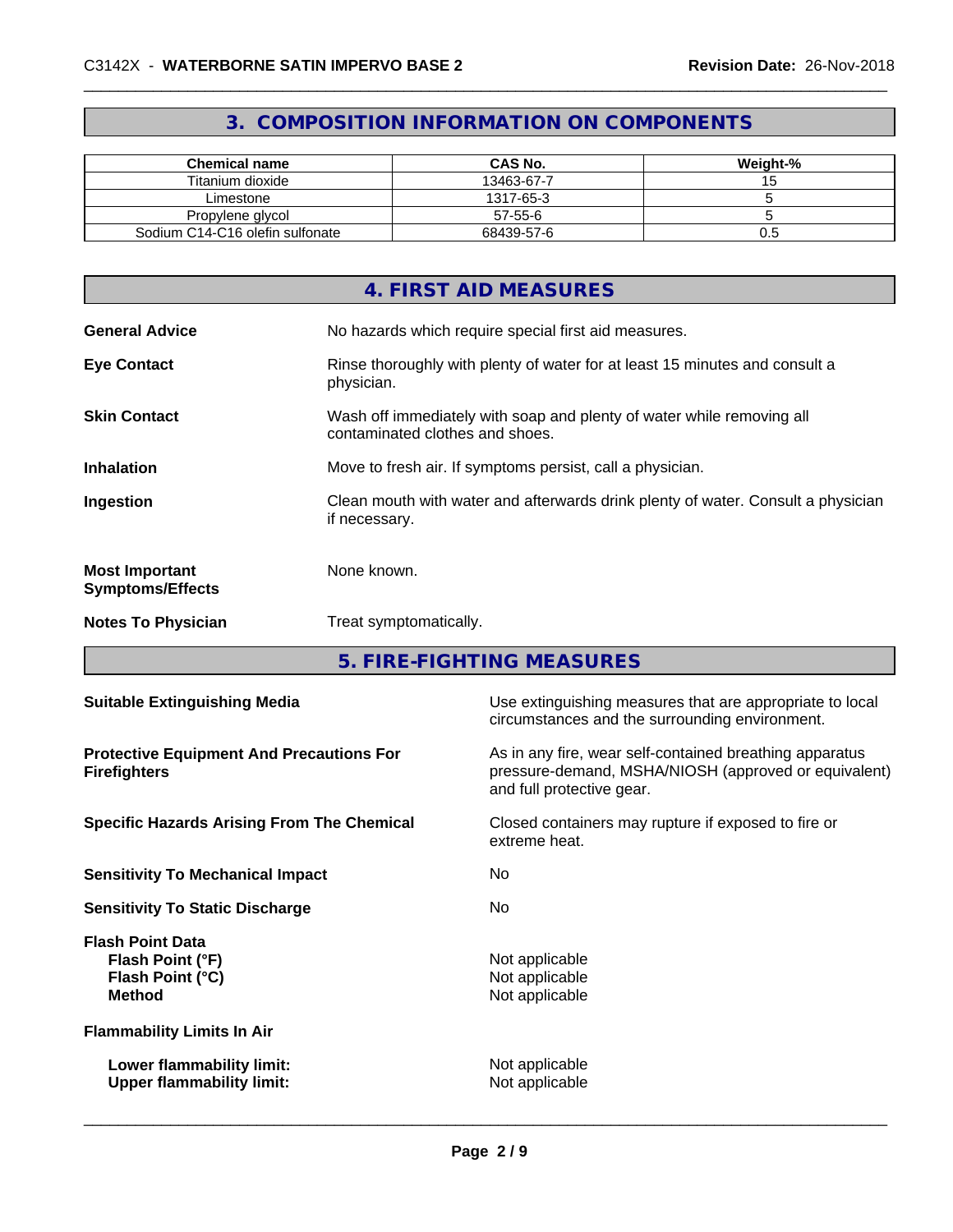## 3. COMPOSITION INFORMATION ON COMPONENTS

| Chemical name | CAS No. | Weight-% |
|---|---|---|
| Titanium dioxide | 13463-67-7 | 15 |
| Limestone | 1317-65-3 | 5 |
| Propylene glycol | 57-55-6 | 5 |
| Sodium C14-C16 olefin sulfonate | 68439-57-6 | 0.5 |

## 4. FIRST AID MEASURES

**General Advice**
No hazards which require special first aid measures.

**Eye Contact**
Rinse thoroughly with plenty of water for at least 15 minutes and consult a physician.

**Skin Contact**
Wash off immediately with soap and plenty of water while removing all contaminated clothes and shoes.

**Inhalation**
Move to fresh air. If symptoms persist, call a physician.

**Ingestion**
Clean mouth with water and afterwards drink plenty of water. Consult a physician if necessary.

**Most Important Symptoms/Effects**
None known.

**Notes To Physician**
Treat symptomatically.

## 5. FIRE-FIGHTING MEASURES

**Suitable Extinguishing Media**
Use extinguishing measures that are appropriate to local circumstances and the surrounding environment.

**Protective Equipment And Precautions For Firefighters**
As in any fire, wear self-contained breathing apparatus pressure-demand, MSHA/NIOSH (approved or equivalent) and full protective gear.

**Specific Hazards Arising From The Chemical**
Closed containers may rupture if exposed to fire or extreme heat.

**Sensitivity To Mechanical Impact**
No

**Sensitivity To Static Discharge**
No

**Flash Point Data**
- **Flash Point (°F)**: Not applicable
- **Flash Point (°C)**: Not applicable
- **Method**: Not applicable

**Flammability Limits In Air**
- **Lower flammability limit:** Not applicable
- **Upper flammability limit:** Not applicable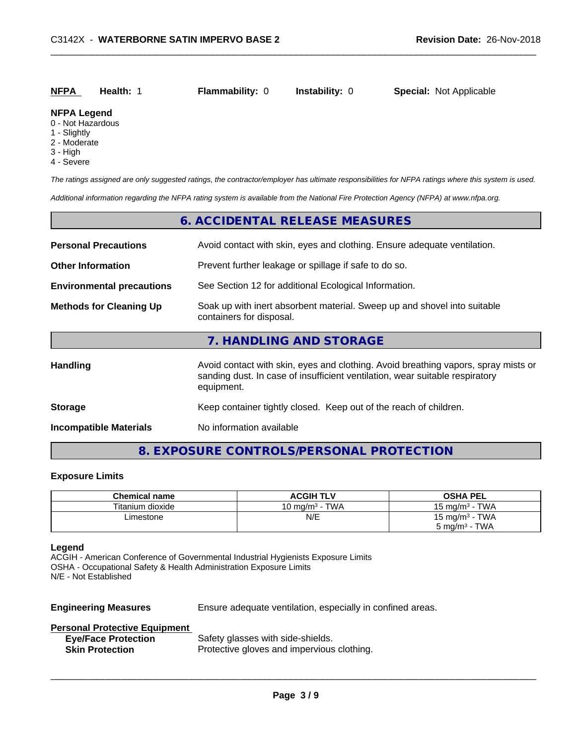| **NFPA** | **Health:** 1 | **Flammability:** 0 | **Instability:** 0 | **Special:** Not Applicable |
|---|---|---|---|---|

**NFPA Legend**
0 - Not Hazardous
1 - Slightly
2 - Moderate
3 - High
4 - Severe

*The ratings assigned are only suggested ratings, the contractor/employer has ultimate responsibilities for NFPA ratings where this system is used.*

*Additional information regarding the NFPA rating system is available from the National Fire Protection Agency (NFPA) at www.nfpa.org.*

## 6. ACCIDENTAL RELEASE MEASURES

**Personal Precautions** Avoid contact with skin, eyes and clothing. Ensure adequate ventilation.

**Other Information** Prevent further leakage or spillage if safe to do so.

**Environmental precautions** See Section 12 for additional Ecological Information.

**Methods for Cleaning Up** Soak up with inert absorbent material. Sweep up and shovel into suitable containers for disposal.

## 7. HANDLING AND STORAGE

**Handling** Avoid contact with skin, eyes and clothing. Avoid breathing vapors, spray mists or sanding dust. In case of insufficient ventilation, wear suitable respiratory equipment.

**Storage** Keep container tightly closed. Keep out of the reach of children.

**Incompatible Materials** No information available

## 8. EXPOSURE CONTROLS/PERSONAL PROTECTION

### Exposure Limits

| Chemical name | ACGIH TLV | OSHA PEL |
|---|---|---|
| Titanium dioxide | 10 mg/m³ - TWA | 15 mg/m³ - TWA |
| Limestone | N/E | 15 mg/m³ - TWA<br>5 mg/m³ - TWA |

**Legend**
ACGIH - American Conference of Governmental Industrial Hygienists Exposure Limits
OSHA - Occupational Safety & Health Administration Exposure Limits
N/E - Not Established

**Engineering Measures** Ensure adequate ventilation, especially in confined areas.

**Personal Protective Equipment**
- **Eye/Face Protection** Safety glasses with side-shields.
- **Skin Protection** Protective gloves and impervious clothing.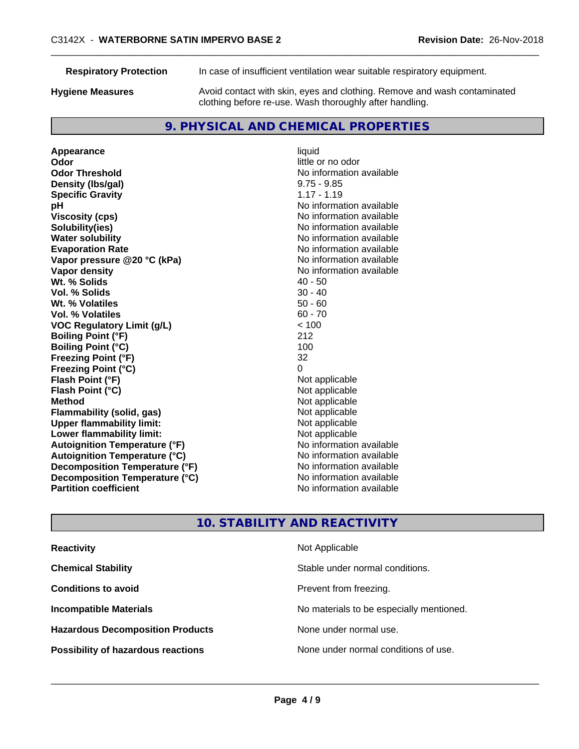| | |
|---|---|
| **Respiratory Protection** | In case of insufficient ventilation wear suitable respiratory equipment. |
| **Hygiene Measures** | Avoid contact with skin, eyes and clothing. Remove and wash contaminated clothing before re-use. Wash thoroughly after handling. |

## 9. PHYSICAL AND CHEMICAL PROPERTIES

| | |
|---|---|
| **Appearance** | liquid |
| **Odor** | little or no odor |
| **Odor Threshold** | No information available |
| **Density (lbs/gal)** | 9.75 - 9.85 |
| **Specific Gravity** | 1.17 - 1.19 |
| **pH** | No information available |
| **Viscosity (cps)** | No information available |
| **Solubility(ies)** | No information available |
| **Water solubility** | No information available |
| **Evaporation Rate** | No information available |
| **Vapor pressure @20 °C (kPa)** | No information available |
| **Vapor density** | No information available |
| **Wt. % Solids** | 40 - 50 |
| **Vol. % Solids** | 30 - 40 |
| **Wt. % Volatiles** | 50 - 60 |
| **Vol. % Volatiles** | 60 - 70 |
| **VOC Regulatory Limit (g/L)** | < 100 |
| **Boiling Point (°F)** | 212 |
| **Boiling Point (°C)** | 100 |
| **Freezing Point (°F)** | 32 |
| **Freezing Point (°C)** | 0 |
| **Flash Point (°F)** | Not applicable |
| **Flash Point (°C)** | Not applicable |
| **Method** | Not applicable |
| **Flammability (solid, gas)** | Not applicable |
| **Upper flammability limit:** | Not applicable |
| **Lower flammability limit:** | Not applicable |
| **Autoignition Temperature (°F)** | No information available |
| **Autoignition Temperature (°C)** | No information available |
| **Decomposition Temperature (°F)** | No information available |
| **Decomposition Temperature (°C)** | No information available |
| **Partition coefficient** | No information available |

## 10. STABILITY AND REACTIVITY

| | |
|---|---|
| **Reactivity** | Not Applicable |
| **Chemical Stability** | Stable under normal conditions. |
| **Conditions to avoid** | Prevent from freezing. |
| **Incompatible Materials** | No materials to be especially mentioned. |
| **Hazardous Decomposition Products** | None under normal use. |
| **Possibility of hazardous reactions** | None under normal conditions of use. |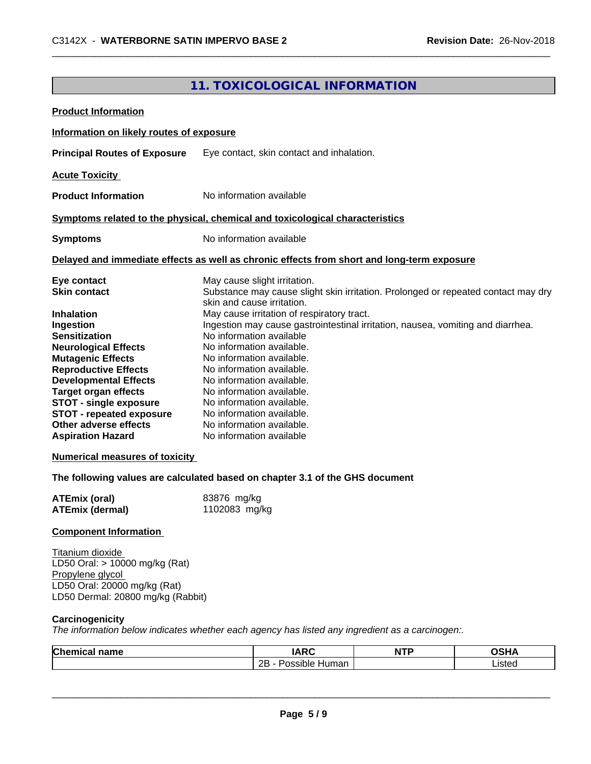## 11. TOXICOLOGICAL INFORMATION

**Product Information**

**Information on likely routes of exposure**

**Principal Routes of Exposure** Eye contact, skin contact and inhalation.

**Acute Toxicity**

**Product Information** No information available

**Symptoms related to the physical, chemical and toxicological characteristics**

**Symptoms** No information available

**Delayed and immediate effects as well as chronic effects from short and long-term exposure**

**Eye contact** May cause slight irritation.
**Skin contact** Substance may cause slight skin irritation. Prolonged or repeated contact may dry skin and cause irritation.
**Inhalation** May cause irritation of respiratory tract.
**Ingestion** Ingestion may cause gastrointestinal irritation, nausea, vomiting and diarrhea.
**Sensitization** No information available
**Neurological Effects** No information available.
**Mutagenic Effects** No information available.
**Reproductive Effects** No information available.
**Developmental Effects** No information available.
**Target organ effects** No information available.
**STOT - single exposure** No information available.
**STOT - repeated exposure** No information available.
**Other adverse effects** No information available.
**Aspiration Hazard** No information available

**Numerical measures of toxicity**

**The following values are calculated based on chapter 3.1 of the GHS document**

**ATEmix (oral)** 83876 mg/kg
**ATEmix (dermal)** 1102083 mg/kg

**Component Information**

Titanium dioxide
LD50 Oral: > 10000 mg/kg (Rat)
Propylene glycol
LD50 Oral: 20000 mg/kg (Rat)
LD50 Dermal: 20800 mg/kg (Rabbit)

**Carcinogenicity**
*The information below indicates whether each agency has listed any ingredient as a carcinogen:.*

| Chemical name | IARC | NTP | OSHA |
|---|---|---|---|
| | 2B - Possible Human | | Listed |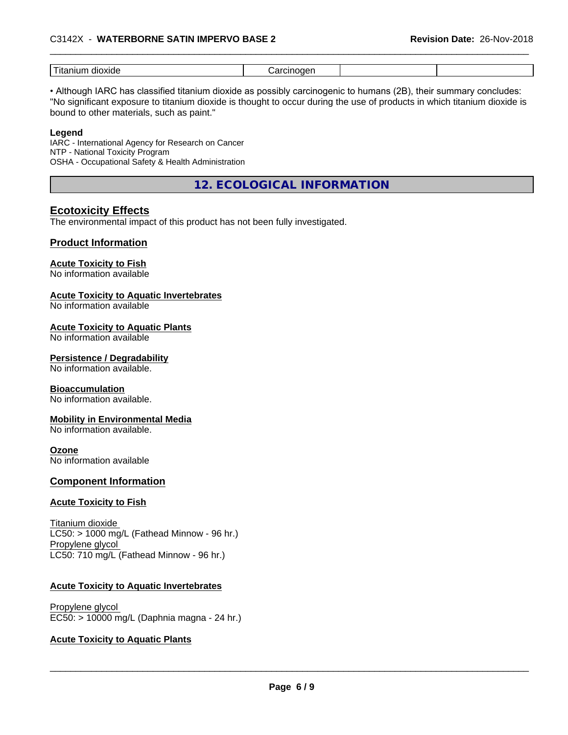| Titanium dioxide | Carcinogen | | |
|---|---|---|---|

• Although IARC has classified titanium dioxide as possibly carcinogenic to humans (2B), their summary concludes: "No significant exposure to titanium dioxide is thought to occur during the use of products in which titanium dioxide is bound to other materials, such as paint."

**Legend**

IARC - International Agency for Research on Cancer
NTP - National Toxicity Program
OSHA - Occupational Safety & Health Administration

## 12. ECOLOGICAL INFORMATION

### Ecotoxicity Effects

The environmental impact of this product has not been fully investigated.

### Product Information

**Acute Toxicity to Fish**
No information available

**Acute Toxicity to Aquatic Invertebrates**
No information available

**Acute Toxicity to Aquatic Plants**
No information available

**Persistence / Degradability**
No information available.

**Bioaccumulation**
No information available.

**Mobility in Environmental Media**
No information available.

**Ozone**
No information available

### Component Information

**Acute Toxicity to Fish**

Titanium dioxide
LC50: > 1000 mg/L (Fathead Minnow - 96 hr.)
Propylene glycol
LC50: 710 mg/L (Fathead Minnow - 96 hr.)

**Acute Toxicity to Aquatic Invertebrates**

Propylene glycol
EC50: > 10000 mg/L (Daphnia magna - 24 hr.)

**Acute Toxicity to Aquatic Plants**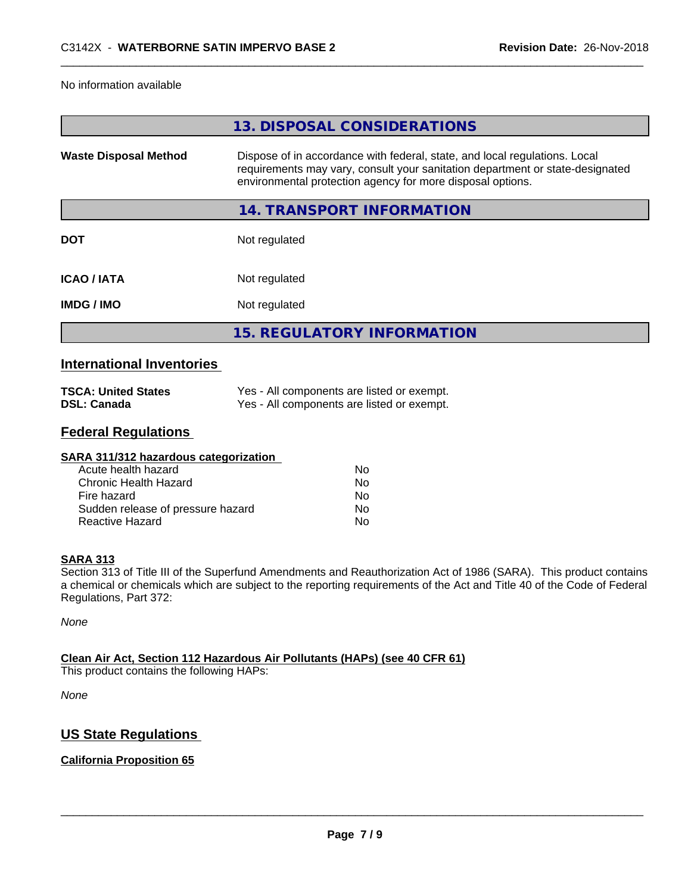No information available

## 13. DISPOSAL CONSIDERATIONS

| | |
|---|---|
| **Waste Disposal Method** | Dispose of in accordance with federal, state, and local regulations. Local requirements may vary, consult your sanitation department or state-designated environmental protection agency for more disposal options. |

## 14. TRANSPORT INFORMATION

| | |
|---|---|
| **DOT** | Not regulated |
| **ICAO / IATA** | Not regulated |
| **IMDG / IMO** | Not regulated |

## 15. REGULATORY INFORMATION

### International Inventories

| | |
|---|---|
| **TSCA: United States** | Yes - All components are listed or exempt. |
| **DSL: Canada** | Yes - All components are listed or exempt. |

### Federal Regulations

**SARA 311/312 hazardous categorization**

| | |
|---|---|
| Acute health hazard | No |
| Chronic Health Hazard | No |
| Fire hazard | No |
| Sudden release of pressure hazard | No |
| Reactive Hazard | No |

**SARA 313**

Section 313 of Title III of the Superfund Amendments and Reauthorization Act of 1986 (SARA). This product contains a chemical or chemicals which are subject to the reporting requirements of the Act and Title 40 of the Code of Federal Regulations, Part 372:

*None*

**Clean Air Act, Section 112 Hazardous Air Pollutants (HAPs) (see 40 CFR 61)**

This product contains the following HAPs:

*None*

### US State Regulations

**California Proposition 65**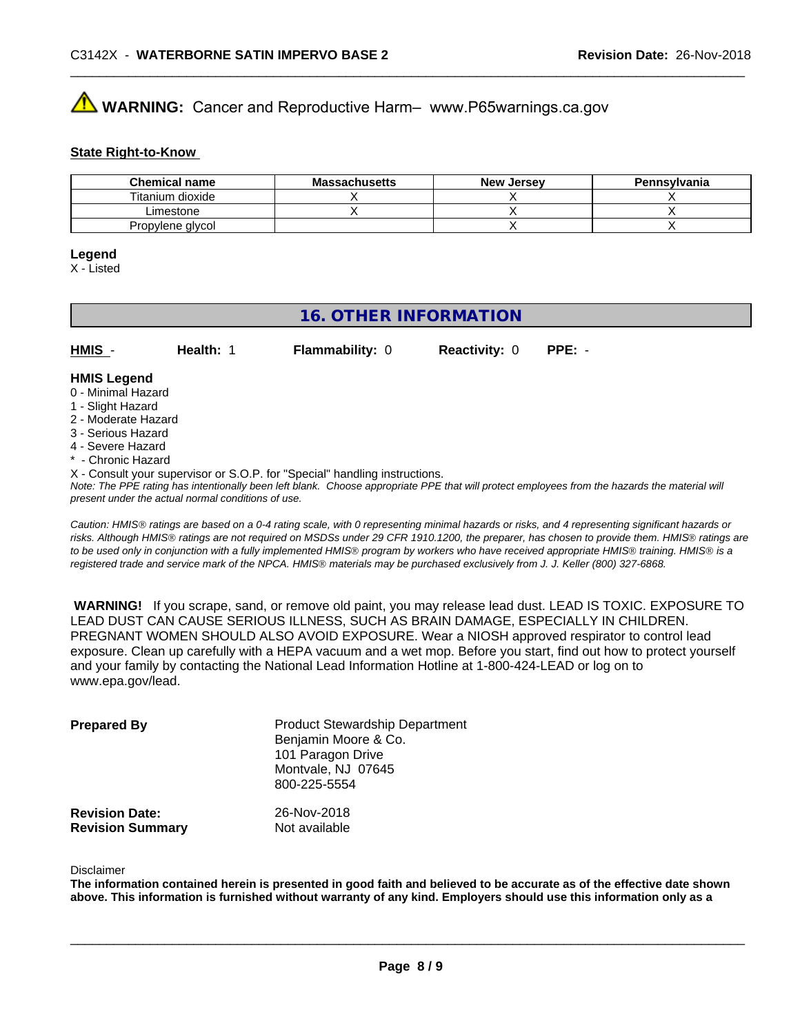⚠ **WARNING:** Cancer and Reproductive Harm– www.P65warnings.ca.gov

**State Right-to-Know**

| Chemical name | Massachusetts | New Jersey | Pennsylvania |
| --- | --- | --- | --- |
| Titanium dioxide | X | X | X |
| Limestone | X | X | X |
| Propylene glycol | | X | X |

**Legend**
X - Listed

## 16. OTHER INFORMATION

**HMIS** - **Health:** 1 **Flammability:** 0 **Reactivity:** 0 **PPE:** -

**HMIS Legend**
0 - Minimal Hazard
1 - Slight Hazard
2 - Moderate Hazard
3 - Serious Hazard
4 - Severe Hazard
* - Chronic Hazard
X - Consult your supervisor or S.O.P. for "Special" handling instructions.
*Note: The PPE rating has intentionally been left blank. Choose appropriate PPE that will protect employees from the hazards the material will present under the actual normal conditions of use.*

*Caution: HMIS® ratings are based on a 0-4 rating scale, with 0 representing minimal hazards or risks, and 4 representing significant hazards or risks. Although HMIS® ratings are not required on MSDSs under 29 CFR 1910.1200, the preparer, has chosen to provide them. HMIS® ratings are to be used only in conjunction with a fully implemented HMIS® program by workers who have received appropriate HMIS® training. HMIS® is a registered trade and service mark of the NPCA. HMIS® materials may be purchased exclusively from J. J. Keller (800) 327-6868.*

**WARNING!** If you scrape, sand, or remove old paint, you may release lead dust. LEAD IS TOXIC. EXPOSURE TO LEAD DUST CAN CAUSE SERIOUS ILLNESS, SUCH AS BRAIN DAMAGE, ESPECIALLY IN CHILDREN. PREGNANT WOMEN SHOULD ALSO AVOID EXPOSURE. Wear a NIOSH approved respirator to control lead exposure. Clean up carefully with a HEPA vacuum and a wet mop. Before you start, find out how to protect yourself and your family by contacting the National Lead Information Hotline at 1-800-424-LEAD or log on to www.epa.gov/lead.

**Prepared By**
Product Stewardship Department
Benjamin Moore & Co.
101 Paragon Drive
Montvale, NJ 07645
800-225-5554

**Revision Date:** 26-Nov-2018
**Revision Summary** Not available

Disclaimer
**The information contained herein is presented in good faith and believed to be accurate as of the effective date shown above. This information is furnished without warranty of any kind. Employers should use this information only as a**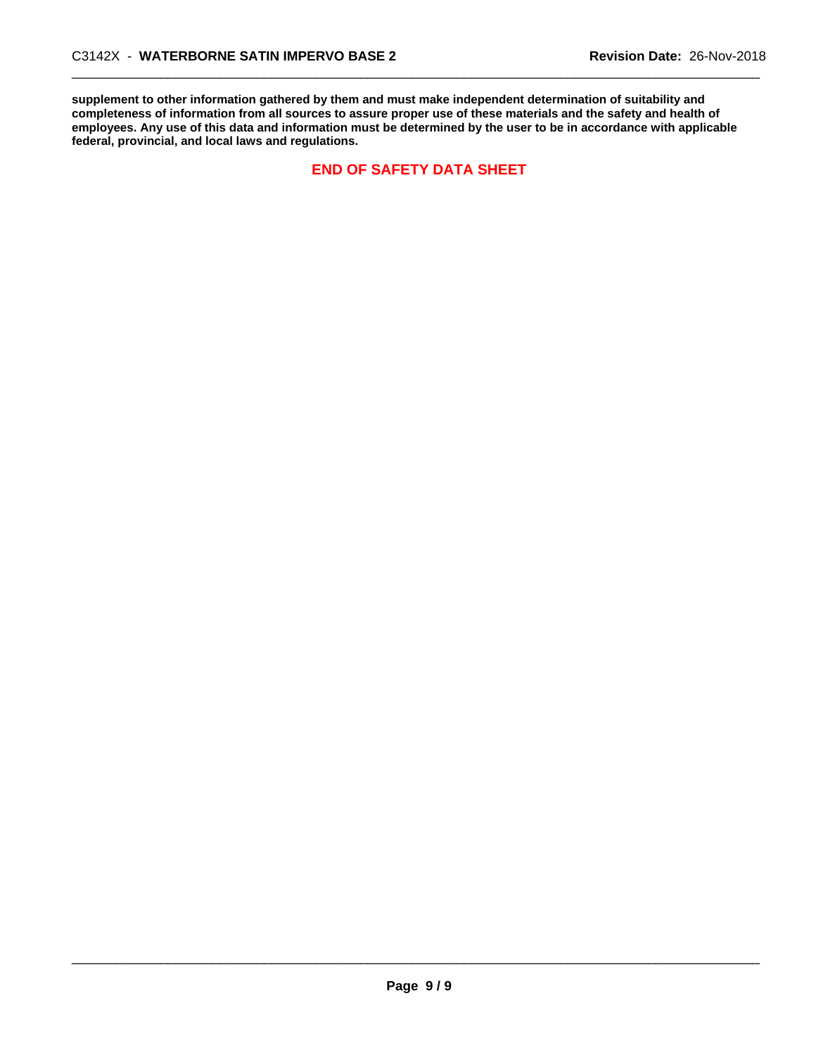**supplement to other information gathered by them and must make independent determination of suitability and completeness of information from all sources to assure proper use of these materials and the safety and health of employees. Any use of this data and information must be determined by the user to be in accordance with applicable federal, provincial, and local laws and regulations.**

**END OF SAFETY DATA SHEET**